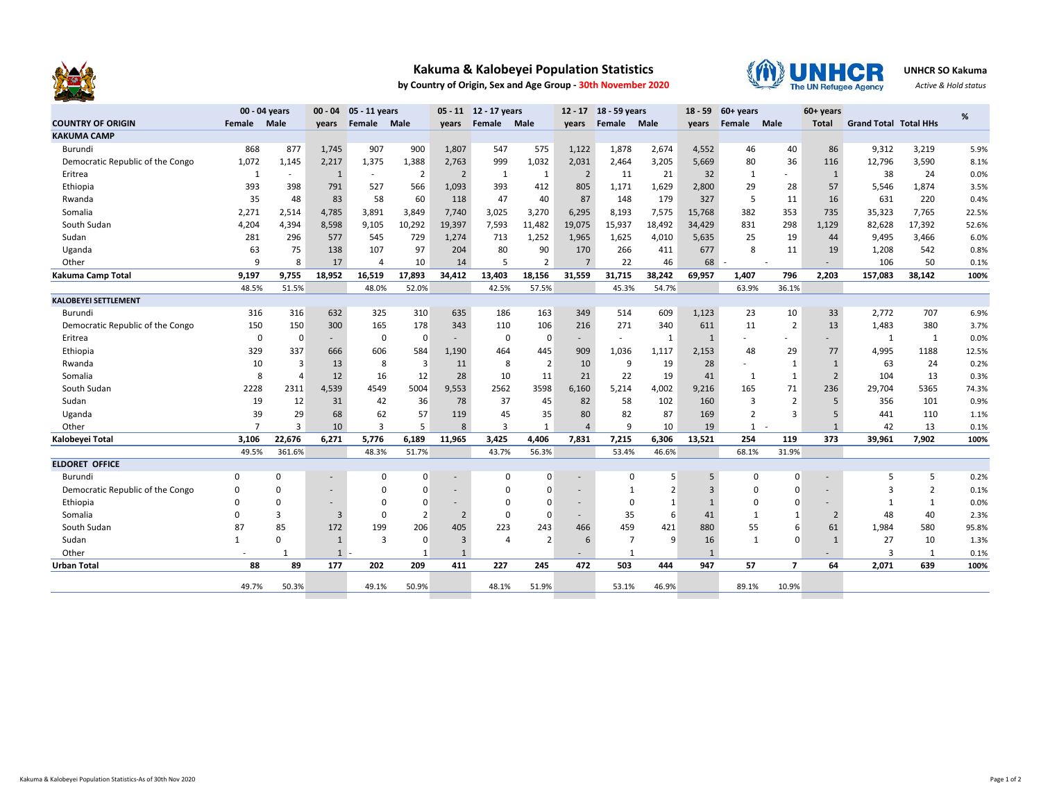# Kakuma & Kalobeyei Population Statistics

**by Country of Origin, Sex and Age Group - 30th November 2020**

**UNHCR SO Kakuma**

*Active & Hold status*

| COUNTRY OF ORIGIN | 00 - 04 years Female | Male | 00 - 04 years | 05 - 11 years Female | Male | 05 - 11 years | 12 - 17 years Female | Male | 12 - 17 years | 18 - 59 years Female | Male | 18 - 59 years | 60+ years Female | Male | 60+ years Total | Grand Total | Total HHs | % |
|---|---|---|---|---|---|---|---|---|---|---|---|---|---|---|---|---|---|---|
| **KAKUMA CAMP** | | | | | | | | | | | | | | | | | | |
| Burundi | 868 | 877 | 1,745 | 907 | 900 | 1,807 | 547 | 575 | 1,122 | 1,878 | 2,674 | 4,552 | 46 | 40 | 86 | 9,312 | 3,219 | 5.9% |
| Democratic Republic of the Congo | 1,072 | 1,145 | 2,217 | 1,375 | 1,388 | 2,763 | 999 | 1,032 | 2,031 | 2,464 | 3,205 | 5,669 | 80 | 36 | 116 | 12,796 | 3,590 | 8.1% |
| Eritrea | 1 | - | 1 | - | 2 | 2 | 1 | 1 | 2 | 11 | 21 | 32 | 1 | - | 1 | 38 | 24 | 0.0% |
| Ethiopia | 393 | 398 | 791 | 527 | 566 | 1,093 | 393 | 412 | 805 | 1,171 | 1,629 | 2,800 | 29 | 28 | 57 | 5,546 | 1,874 | 3.5% |
| Rwanda | 35 | 48 | 83 | 58 | 60 | 118 | 47 | 40 | 87 | 148 | 179 | 327 | 5 | 11 | 16 | 631 | 220 | 0.4% |
| Somalia | 2,271 | 2,514 | 4,785 | 3,891 | 3,849 | 7,740 | 3,025 | 3,270 | 6,295 | 8,193 | 7,575 | 15,768 | 382 | 353 | 735 | 35,323 | 7,765 | 22.5% |
| South Sudan | 4,204 | 4,394 | 8,598 | 9,105 | 10,292 | 19,397 | 7,593 | 11,482 | 19,075 | 15,937 | 18,492 | 34,429 | 831 | 298 | 1,129 | 82,628 | 17,392 | 52.6% |
| Sudan | 281 | 296 | 577 | 545 | 729 | 1,274 | 713 | 1,252 | 1,965 | 1,625 | 4,010 | 5,635 | 25 | 19 | 44 | 9,495 | 3,466 | 6.0% |
| Uganda | 63 | 75 | 138 | 107 | 97 | 204 | 80 | 90 | 170 | 266 | 411 | 677 | 8 | 11 | 19 | 1,208 | 542 | 0.8% |
| Other | 9 | 8 | 17 | 4 | 10 | 14 | 5 | 2 | 7 | 22 | 46 | 68 | - | - | - | 106 | 50 | 0.1% |
| **Kakuma Camp Total** | **9,197** | **9,755** | **18,952** | **16,519** | **17,893** | **34,412** | **13,403** | **18,156** | **31,559** | **31,715** | **38,242** | **69,957** | **1,407** | **796** | **2,203** | **157,083** | **38,142** | **100%** |
| | 48.5% | 51.5% | | 48.0% | 52.0% | | 42.5% | 57.5% | | 45.3% | 54.7% | | 63.9% | 36.1% | | | | |
| **KALOBEYEI SETTLEMENT** | | | | | | | | | | | | | | | | | | |
| Burundi | 316 | 316 | 632 | 325 | 310 | 635 | 186 | 163 | 349 | 514 | 609 | 1,123 | 23 | 10 | 33 | 2,772 | 707 | 6.9% |
| Democratic Republic of the Congo | 150 | 150 | 300 | 165 | 178 | 343 | 110 | 106 | 216 | 271 | 340 | 611 | 11 | 2 | 13 | 1,483 | 380 | 3.7% |
| Eritrea | 0 | 0 | - | 0 | 0 | - | 0 | 0 | - | - | 1 | 1 | - | - | - | 1 | 1 | 0.0% |
| Ethiopia | 329 | 337 | 666 | 606 | 584 | 1,190 | 464 | 445 | 909 | 1,036 | 1,117 | 2,153 | 48 | 29 | 77 | 4,995 | 1188 | 12.5% |
| Rwanda | 10 | 3 | 13 | 8 | 3 | 11 | 8 | 2 | 10 | 9 | 19 | 28 | - | 1 | 1 | 63 | 24 | 0.2% |
| Somalia | 8 | 4 | 12 | 16 | 12 | 28 | 10 | 11 | 21 | 22 | 19 | 41 | 1 | 1 | 2 | 104 | 13 | 0.3% |
| South Sudan | 2228 | 2311 | 4,539 | 4549 | 5004 | 9,553 | 2562 | 3598 | 6,160 | 5,214 | 4,002 | 9,216 | 165 | 71 | 236 | 29,704 | 5365 | 74.3% |
| Sudan | 19 | 12 | 31 | 42 | 36 | 78 | 37 | 45 | 82 | 58 | 102 | 160 | 3 | 2 | 5 | 356 | 101 | 0.9% |
| Uganda | 39 | 29 | 68 | 62 | 57 | 119 | 45 | 35 | 80 | 82 | 87 | 169 | 2 | 3 | 5 | 441 | 110 | 1.1% |
| Other | 7 | 3 | 10 | 3 | 5 | 8 | 3 | 1 | 4 | 9 | 10 | 19 | 1 | - | 1 | 42 | 13 | 0.1% |
| **Kalobeyei Total** | **3,106** | **22,676** | **6,271** | **5,776** | **6,189** | **11,965** | **3,425** | **4,406** | **7,831** | **7,215** | **6,306** | **13,521** | **254** | **119** | **373** | **39,961** | **7,902** | **100%** |
| | 49.5% | 361.6% | | 48.3% | 51.7% | | 43.7% | 56.3% | | 53.4% | 46.6% | | 68.1% | 31.9% | | | | |
| **ELDORET OFFICE** | | | | | | | | | | | | | | | | | | |
| Burundi | 0 | 0 | - | 0 | 0 | - | 0 | 0 | - | 0 | 5 | 5 | 0 | 0 | - | 5 | 5 | 0.2% |
| Democratic Republic of the Congo | 0 | 0 | - | 0 | 0 | - | 0 | 0 | - | 1 | 2 | 3 | 0 | 0 | - | 3 | 2 | 0.1% |
| Ethiopia | 0 | 0 | - | 0 | 0 | - | 0 | 0 | - | 0 | 1 | 1 | 0 | 0 | - | 1 | 1 | 0.0% |
| Somalia | 0 | 3 | 3 | 0 | 2 | 2 | 0 | 0 | - | 35 | 6 | 41 | 1 | 1 | 2 | 48 | 40 | 2.3% |
| South Sudan | 87 | 85 | 172 | 199 | 206 | 405 | 223 | 243 | 466 | 459 | 421 | 880 | 55 | 6 | 61 | 1,984 | 580 | 95.8% |
| Sudan | 1 | 0 | 1 | 3 | 0 | 3 | 4 | 2 | 6 | 7 | 9 | 16 | 1 | 0 | 1 | 27 | 10 | 1.3% |
| Other | - | 1 | 1 | - | 1 | 1 | | | - | 1 | | 1 | | | - | 3 | 1 | 0.1% |
| **Urban Total** | **88** | **89** | **177** | **202** | **209** | **411** | **227** | **245** | **472** | **503** | **444** | **947** | **57** | **7** | **64** | **2,071** | **639** | **100%** |
| | 49.7% | 50.3% | | 49.1% | 50.9% | | 48.1% | 51.9% | | 53.1% | 46.9% | | 89.1% | 10.9% | | | | |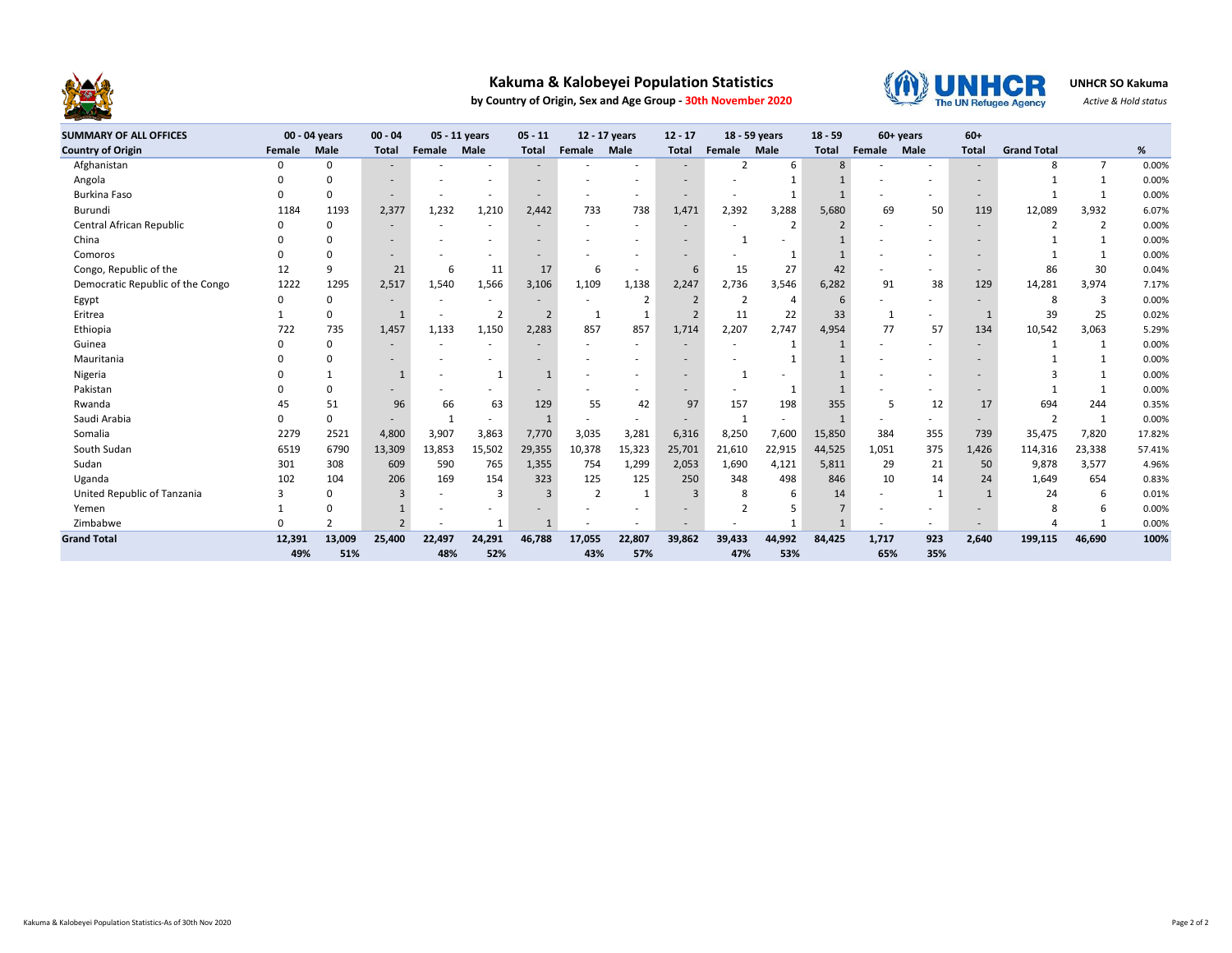# Kakuma & Kalobeyei Population Statistics

**by Country of Origin, Sex and Age Group - 30th November 2020**

**UNHCR SO Kakuma**

*Active & Hold status*

| SUMMARY OF ALL OFFICES | 00 - 04 years | | 00 - 04 | 05 - 11 years | | 05 - 11 | 12 - 17 years | | 12 - 17 | 18 - 59 years | | 18 - 59 | 60+ years | | 60+ | | | |
|---|---|---|---|---|---|---|---|---|---|---|---|---|---|---|---|---|---|---|
| **Country of Origin** | **Female** | **Male** | **Total** | **Female** | **Male** | **Total** | **Female** | **Male** | **Total** | **Female** | **Male** | **Total** | **Female** | **Male** | **Total** | **Grand Total** | | **%** |
| Afghanistan | 0 | 0 | - | - | - | - | - | - | - | 2 | 6 | 8 | - | - | - | 8 | 7 | 0.00% |
| Angola | 0 | 0 | - | - | - | - | - | - | - | - | 1 | 1 | - | - | - | 1 | 1 | 0.00% |
| Burkina Faso | 0 | 0 | - | - | - | - | - | - | - | - | 1 | 1 | - | - | - | 1 | 1 | 0.00% |
| Burundi | 1184 | 1193 | 2,377 | 1,232 | 1,210 | 2,442 | 733 | 738 | 1,471 | 2,392 | 3,288 | 5,680 | 69 | 50 | 119 | 12,089 | 3,932 | 6.07% |
| Central African Republic | 0 | 0 | - | - | - | - | - | - | - | - | 2 | 2 | - | - | - | 2 | 2 | 0.00% |
| China | 0 | 0 | - | - | - | - | - | - | - | 1 | - | 1 | - | - | - | 1 | 1 | 0.00% |
| Comoros | 0 | 0 | - | - | - | - | - | - | - | - | 1 | 1 | - | - | - | 1 | 1 | 0.00% |
| Congo, Republic of the | 12 | 9 | 21 | 6 | 11 | 17 | 6 | - | 6 | 15 | 27 | 42 | - | - | - | 86 | 30 | 0.04% |
| Democratic Republic of the Congo | 1222 | 1295 | 2,517 | 1,540 | 1,566 | 3,106 | 1,109 | 1,138 | 2,247 | 2,736 | 3,546 | 6,282 | 91 | 38 | 129 | 14,281 | 3,974 | 7.17% |
| Egypt | 0 | 0 | - | - | - | - | - | 2 | 2 | 2 | 4 | 6 | - | - | - | 8 | 3 | 0.00% |
| Eritrea | 1 | 0 | 1 | - | 2 | 2 | 1 | 1 | 2 | 11 | 22 | 33 | 1 | - | 1 | 39 | 25 | 0.02% |
| Ethiopia | 722 | 735 | 1,457 | 1,133 | 1,150 | 2,283 | 857 | 857 | 1,714 | 2,207 | 2,747 | 4,954 | 77 | 57 | 134 | 10,542 | 3,063 | 5.29% |
| Guinea | 0 | 0 | - | - | - | - | - | - | - | - | 1 | 1 | - | - | - | 1 | 1 | 0.00% |
| Mauritania | 0 | 0 | - | - | - | - | - | - | - | - | 1 | 1 | - | - | - | 1 | 1 | 0.00% |
| Nigeria | 0 | 1 | 1 | - | 1 | 1 | - | - | - | 1 | - | 1 | - | - | - | 3 | 1 | 0.00% |
| Pakistan | 0 | 0 | - | - | - | - | - | - | - | - | 1 | 1 | - | - | - | 1 | 1 | 0.00% |
| Rwanda | 45 | 51 | 96 | 66 | 63 | 129 | 55 | 42 | 97 | 157 | 198 | 355 | 5 | 12 | 17 | 694 | 244 | 0.35% |
| Saudi Arabia | 0 | 0 | - | 1 | - | 1 | - | - | - | 1 | - | 1 | - | - | - | 2 | 1 | 0.00% |
| Somalia | 2279 | 2521 | 4,800 | 3,907 | 3,863 | 7,770 | 3,035 | 3,281 | 6,316 | 8,250 | 7,600 | 15,850 | 384 | 355 | 739 | 35,475 | 7,820 | 17.82% |
| South Sudan | 6519 | 6790 | 13,309 | 13,853 | 15,502 | 29,355 | 10,378 | 15,323 | 25,701 | 21,610 | 22,915 | 44,525 | 1,051 | 375 | 1,426 | 114,316 | 23,338 | 57.41% |
| Sudan | 301 | 308 | 609 | 590 | 765 | 1,355 | 754 | 1,299 | 2,053 | 1,690 | 4,121 | 5,811 | 29 | 21 | 50 | 9,878 | 3,577 | 4.96% |
| Uganda | 102 | 104 | 206 | 169 | 154 | 323 | 125 | 125 | 250 | 348 | 498 | 846 | 10 | 14 | 24 | 1,649 | 654 | 0.83% |
| United Republic of Tanzania | 3 | 0 | 3 | - | 3 | 3 | 2 | 1 | 3 | 8 | 6 | 14 | - | 1 | 1 | 24 | 6 | 0.01% |
| Yemen | 1 | 0 | 1 | - | - | - | - | - | - | 2 | 5 | 7 | - | - | - | 8 | 6 | 0.00% |
| Zimbabwe | 0 | 2 | 2 | - | 1 | 1 | - | - | - | - | 1 | 1 | - | - | - | 4 | 1 | 0.00% |
| **Grand Total** | **12,391** | **13,009** | **25,400** | **22,497** | **24,291** | **46,788** | **17,055** | **22,807** | **39,862** | **39,433** | **44,992** | **84,425** | **1,717** | **923** | **2,640** | **199,115** | **46,690** | **100%** |
| | **49%** | **51%** | | **48%** | **52%** | | **43%** | **57%** | | **47%** | **53%** | | **65%** | **35%** | | | | |